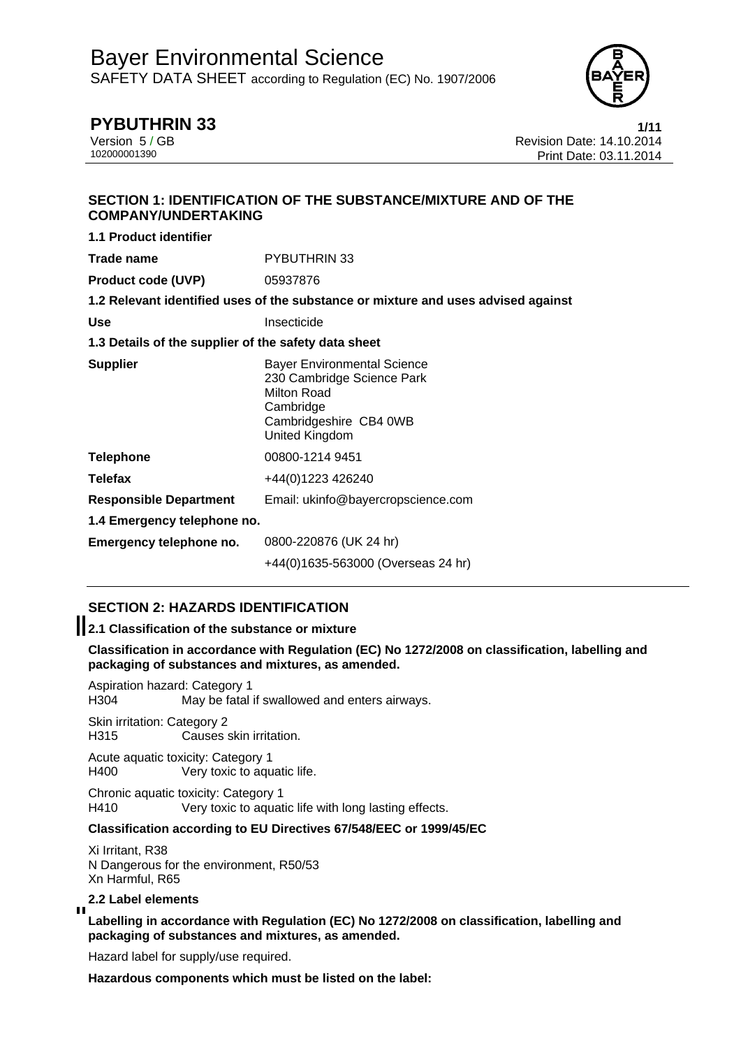# Bayer Environmental Science

SAFETY DATA SHEET according to Regulation (EC) No. 1907/2006

**PYBUTHRIN 33**

Version 5 / GB
102000001390

Revision Date: 14.10.2014
Print Date: 03.11.2014

## SECTION 1: IDENTIFICATION OF THE SUBSTANCE/MIXTURE AND OF THE COMPANY/UNDERTAKING

**1.1 Product identifier**

| | |
|---|---|
| **Trade name** | PYBUTHRIN 33 |
| **Product code (UVP)** | 05937876 |

**1.2 Relevant identified uses of the substance or mixture and uses advised against**

| | |
|---|---|
| **Use** | Insecticide |

**1.3 Details of the supplier of the safety data sheet**

| | |
|---|---|
| **Supplier** | Bayer Environmental Science<br>230 Cambridge Science Park<br>Milton Road<br>Cambridge<br>Cambridgeshire CB4 0WB<br>United Kingdom |
| **Telephone** | 00800-1214 9451 |
| **Telefax** | +44(0)1223 426240 |
| **Responsible Department** | Email: ukinfo@bayercropscience.com |

**1.4 Emergency telephone no.**

| | |
|---|---|
| **Emergency telephone no.** | 0800-220876 (UK 24 hr)<br>+44(0)1635-563000 (Overseas 24 hr) |

## SECTION 2: HAZARDS IDENTIFICATION

**2.1 Classification of the substance or mixture**

**Classification in accordance with Regulation (EC) No 1272/2008 on classification, labelling and packaging of substances and mixtures, as amended.**

Aspiration hazard: Category 1
H304 May be fatal if swallowed and enters airways.

Skin irritation: Category 2
H315 Causes skin irritation.

Acute aquatic toxicity: Category 1
H400 Very toxic to aquatic life.

Chronic aquatic toxicity: Category 1
H410 Very toxic to aquatic life with long lasting effects.

**Classification according to EU Directives 67/548/EEC or 1999/45/EC**

Xi Irritant, R38
N Dangerous for the environment, R50/53
Xn Harmful, R65

**2.2 Label elements**

**Labelling in accordance with Regulation (EC) No 1272/2008 on classification, labelling and packaging of substances and mixtures, as amended.**

Hazard label for supply/use required.

**Hazardous components which must be listed on the label:**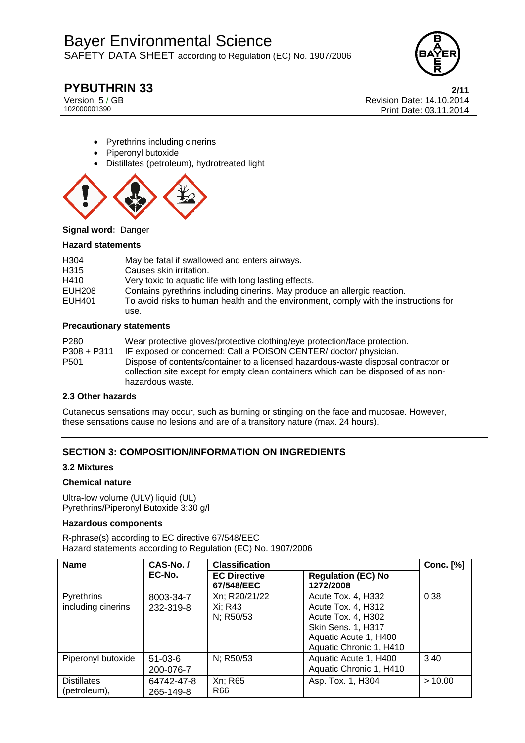- Pyrethrins including cinerins
- Piperonyl butoxide
- Distillates (petroleum), hydrotreated light

**Signal word**: Danger

**Hazard statements**

| | |
|---|---|
| H304 | May be fatal if swallowed and enters airways. |
| H315 | Causes skin irritation. |
| H410 | Very toxic to aquatic life with long lasting effects. |
| EUH208 | Contains pyrethrins including cinerins. May produce an allergic reaction. |
| EUH401 | To avoid risks to human health and the environment, comply with the instructions for use. |

**Precautionary statements**

| | |
|---|---|
| P280 | Wear protective gloves/protective clothing/eye protection/face protection. |
| P308 + P311 | IF exposed or concerned: Call a POISON CENTER/ doctor/ physician. |
| P501 | Dispose of contents/container to a licensed hazardous-waste disposal contractor or collection site except for empty clean containers which can be disposed of as non-hazardous waste. |

**2.3 Other hazards**

Cutaneous sensations may occur, such as burning or stinging on the face and mucosae. However, these sensations cause no lesions and are of a transitory nature (max. 24 hours).

## SECTION 3: COMPOSITION/INFORMATION ON INGREDIENTS

**3.2 Mixtures**

**Chemical nature**

Ultra-low volume (ULV) liquid (UL)
Pyrethrins/Piperonyl Butoxide 3:30 g/l

**Hazardous components**

R-phrase(s) according to EC directive 67/548/EEC
Hazard statements according to Regulation (EC) No. 1907/2006

| Name | CAS-No. / EC-No. | Classification | | Conc. [%] |
|---|---|---|---|---|
| | | EC Directive 67/548/EEC | Regulation (EC) No 1272/2008 | |
| Pyrethrins including cinerins | 8003-34-7 232-319-8 | Xn; R20/21/22 Xi; R43 N; R50/53 | Acute Tox. 4, H332 Acute Tox. 4, H312 Acute Tox. 4, H302 Skin Sens. 1, H317 Aquatic Acute 1, H400 Aquatic Chronic 1, H410 | 0.38 |
| Piperonyl butoxide | 51-03-6 200-076-7 | N; R50/53 | Aquatic Acute 1, H400 Aquatic Chronic 1, H410 | 3.40 |
| Distillates (petroleum), | 64742-47-8 265-149-8 | Xn; R65 R66 | Asp. Tox. 1, H304 | > 10.00 |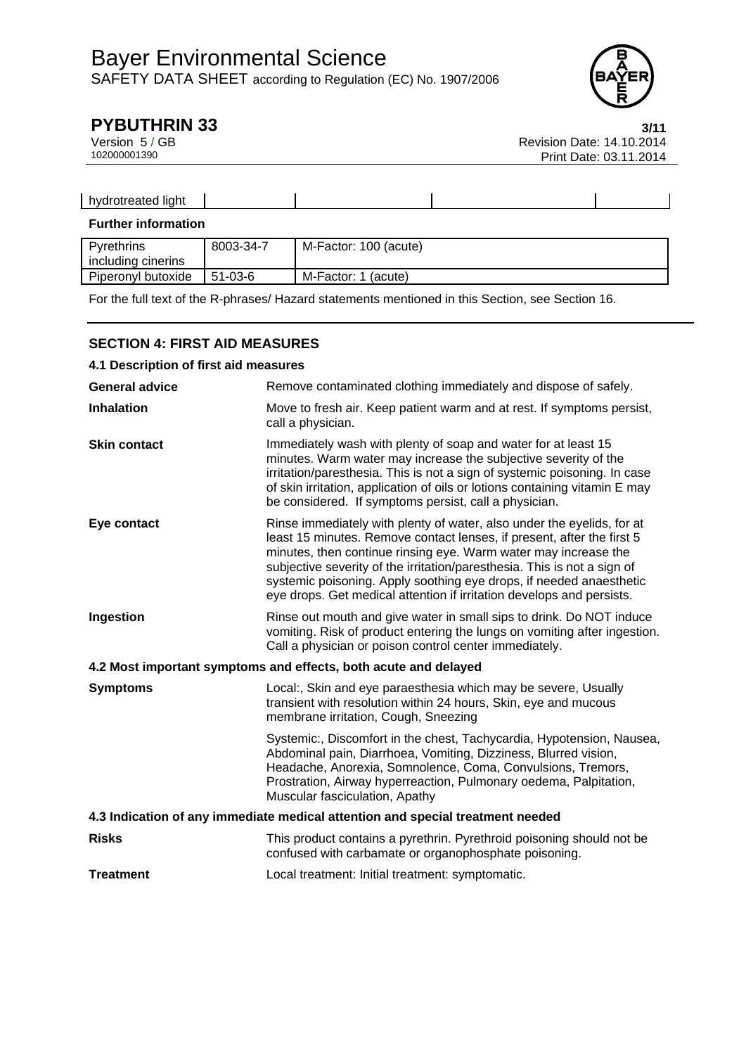| hydrotreated light | | | | |
|---|---|---|---|---|

**Further information**

| Pyrethrins including cinerins | 8003-34-7 | M-Factor: 100 (acute) |
|---|---|---|
| Piperonyl butoxide | 51-03-6 | M-Factor: 1 (acute) |

For the full text of the R-phrases/ Hazard statements mentioned in this Section, see Section 16.

## SECTION 4: FIRST AID MEASURES

### 4.1 Description of first aid measures

**General advice**
Remove contaminated clothing immediately and dispose of safely.

**Inhalation**
Move to fresh air. Keep patient warm and at rest. If symptoms persist, call a physician.

**Skin contact**
Immediately wash with plenty of soap and water for at least 15 minutes. Warm water may increase the subjective severity of the irritation/paresthesia. This is not a sign of systemic poisoning. In case of skin irritation, application of oils or lotions containing vitamin E may be considered. If symptoms persist, call a physician.

**Eye contact**
Rinse immediately with plenty of water, also under the eyelids, for at least 15 minutes. Remove contact lenses, if present, after the first 5 minutes, then continue rinsing eye. Warm water may increase the subjective severity of the irritation/paresthesia. This is not a sign of systemic poisoning. Apply soothing eye drops, if needed anaesthetic eye drops. Get medical attention if irritation develops and persists.

**Ingestion**
Rinse out mouth and give water in small sips to drink. Do NOT induce vomiting. Risk of product entering the lungs on vomiting after ingestion. Call a physician or poison control center immediately.

### 4.2 Most important symptoms and effects, both acute and delayed

**Symptoms**
Local:, Skin and eye paraesthesia which may be severe, Usually transient with resolution within 24 hours, Skin, eye and mucous membrane irritation, Cough, Sneezing

Systemic:, Discomfort in the chest, Tachycardia, Hypotension, Nausea, Abdominal pain, Diarrhoea, Vomiting, Dizziness, Blurred vision, Headache, Anorexia, Somnolence, Coma, Convulsions, Tremors, Prostration, Airway hyperreaction, Pulmonary oedema, Palpitation, Muscular fasciculation, Apathy

### 4.3 Indication of any immediate medical attention and special treatment needed

**Risks**
This product contains a pyrethrin. Pyrethroid poisoning should not be confused with carbamate or organophosphate poisoning.

**Treatment**
Local treatment: Initial treatment: symptomatic.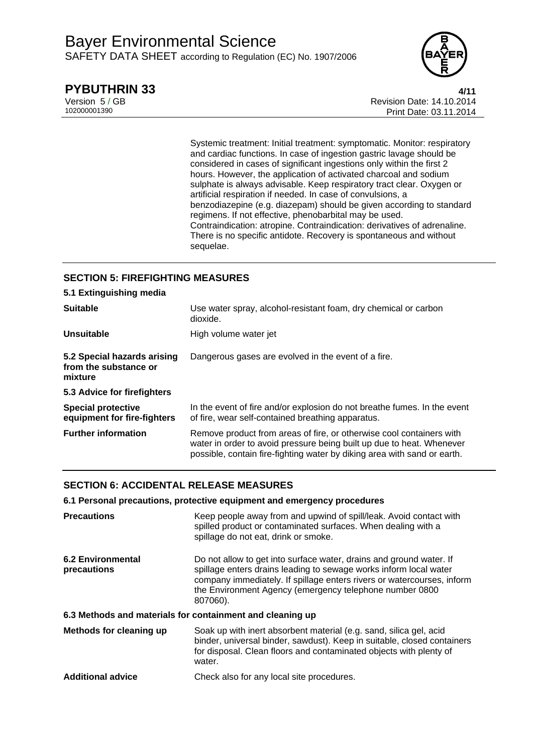| | |
|---|---|
| | Systemic treatment: Initial treatment: symptomatic. Monitor: respiratory and cardiac functions. In case of ingestion gastric lavage should be considered in cases of significant ingestions only within the first 2 hours. However, the application of activated charcoal and sodium sulphate is always advisable. Keep respiratory tract clear. Oxygen or artificial respiration if needed. In case of convulsions, a benzodiazepine (e.g. diazepam) should be given according to standard regimens. If not effective, phenobarbital may be used. Contraindication: atropine. Contraindication: derivatives of adrenaline. There is no specific antidote. Recovery is spontaneous and without sequelae. |

## SECTION 5: FIREFIGHTING MEASURES

### 5.1 Extinguishing media

| | |
|---|---|
| **Suitable** | Use water spray, alcohol-resistant foam, dry chemical or carbon dioxide. |
| **Unsuitable** | High volume water jet |
| **5.2 Special hazards arising from the substance or mixture** | Dangerous gases are evolved in the event of a fire. |

### 5.3 Advice for firefighters

| | |
|---|---|
| **Special protective equipment for fire-fighters** | In the event of fire and/or explosion do not breathe fumes. In the event of fire, wear self-contained breathing apparatus. |
| **Further information** | Remove product from areas of fire, or otherwise cool containers with water in order to avoid pressure being built up due to heat. Whenever possible, contain fire-fighting water by diking area with sand or earth. |

## SECTION 6: ACCIDENTAL RELEASE MEASURES

### 6.1 Personal precautions, protective equipment and emergency procedures

| | |
|---|---|
| **Precautions** | Keep people away from and upwind of spill/leak. Avoid contact with spilled product or contaminated surfaces. When dealing with a spillage do not eat, drink or smoke. |
| **6.2 Environmental precautions** | Do not allow to get into surface water, drains and ground water. If spillage enters drains leading to sewage works inform local water company immediately. If spillage enters rivers or watercourses, inform the Environment Agency (emergency telephone number 0800 807060). |

### 6.3 Methods and materials for containment and cleaning up

| | |
|---|---|
| **Methods for cleaning up** | Soak up with inert absorbent material (e.g. sand, silica gel, acid binder, universal binder, sawdust). Keep in suitable, closed containers for disposal. Clean floors and contaminated objects with plenty of water. |
| **Additional advice** | Check also for any local site procedures. |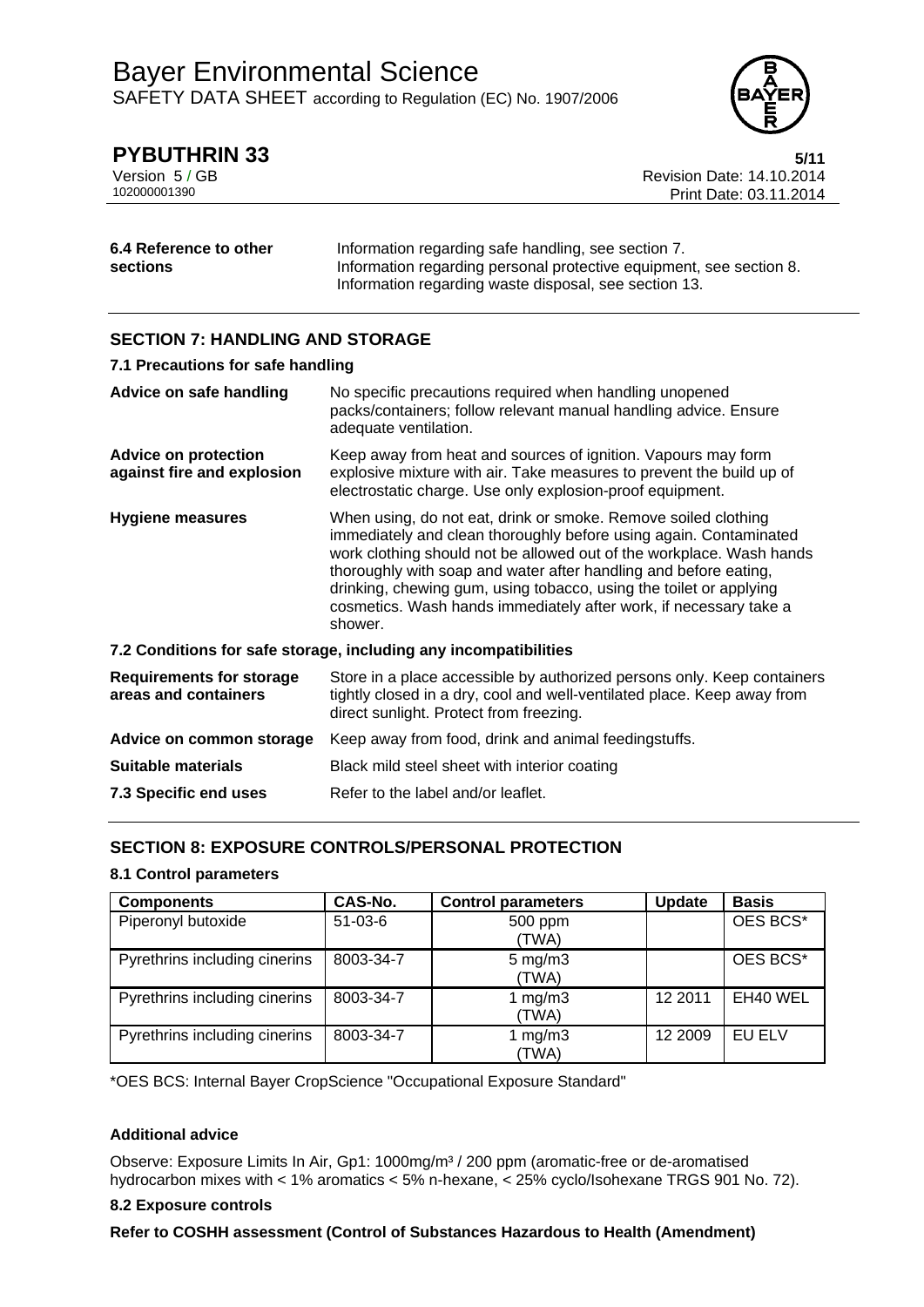| | |
|---|---|
| **6.4 Reference to other sections** | Information regarding safe handling, see section 7. Information regarding personal protective equipment, see section 8. Information regarding waste disposal, see section 13. |

## SECTION 7: HANDLING AND STORAGE

### 7.1 Precautions for safe handling

| | |
|---|---|
| **Advice on safe handling** | No specific precautions required when handling unopened packs/containers; follow relevant manual handling advice. Ensure adequate ventilation. |
| **Advice on protection against fire and explosion** | Keep away from heat and sources of ignition. Vapours may form explosive mixture with air. Take measures to prevent the build up of electrostatic charge. Use only explosion-proof equipment. |
| **Hygiene measures** | When using, do not eat, drink or smoke. Remove soiled clothing immediately and clean thoroughly before using again. Contaminated work clothing should not be allowed out of the workplace. Wash hands thoroughly with soap and water after handling and before eating, drinking, chewing gum, using tobacco, using the toilet or applying cosmetics. Wash hands immediately after work, if necessary take a shower. |

### 7.2 Conditions for safe storage, including any incompatibilities

| | |
|---|---|
| **Requirements for storage areas and containers** | Store in a place accessible by authorized persons only. Keep containers tightly closed in a dry, cool and well-ventilated place. Keep away from direct sunlight. Protect from freezing. |
| **Advice on common storage** | Keep away from food, drink and animal feedingstuffs. |
| **Suitable materials** | Black mild steel sheet with interior coating |
| **7.3 Specific end uses** | Refer to the label and/or leaflet. |

## SECTION 8: EXPOSURE CONTROLS/PERSONAL PROTECTION

### 8.1 Control parameters

| Components | CAS-No. | Control parameters | Update | Basis |
|---|---|---|---|---|
| Piperonyl butoxide | 51-03-6 | 500 ppm (TWA) | | OES BCS* |
| Pyrethrins including cinerins | 8003-34-7 | 5 mg/m3 (TWA) | | OES BCS* |
| Pyrethrins including cinerins | 8003-34-7 | 1 mg/m3 (TWA) | 12 2011 | EH40 WEL |
| Pyrethrins including cinerins | 8003-34-7 | 1 mg/m3 (TWA) | 12 2009 | EU ELV |

*OES BCS: Internal Bayer CropScience "Occupational Exposure Standard"

**Additional advice**

Observe: Exposure Limits In Air, Gp1: 1000mg/m³ / 200 ppm (aromatic-free or de-aromatised hydrocarbon mixes with < 1% aromatics < 5% n-hexane, < 25% cyclo/Isohexane TRGS 901 No. 72).

### 8.2 Exposure controls

**Refer to COSHH assessment (Control of Substances Hazardous to Health (Amendment)**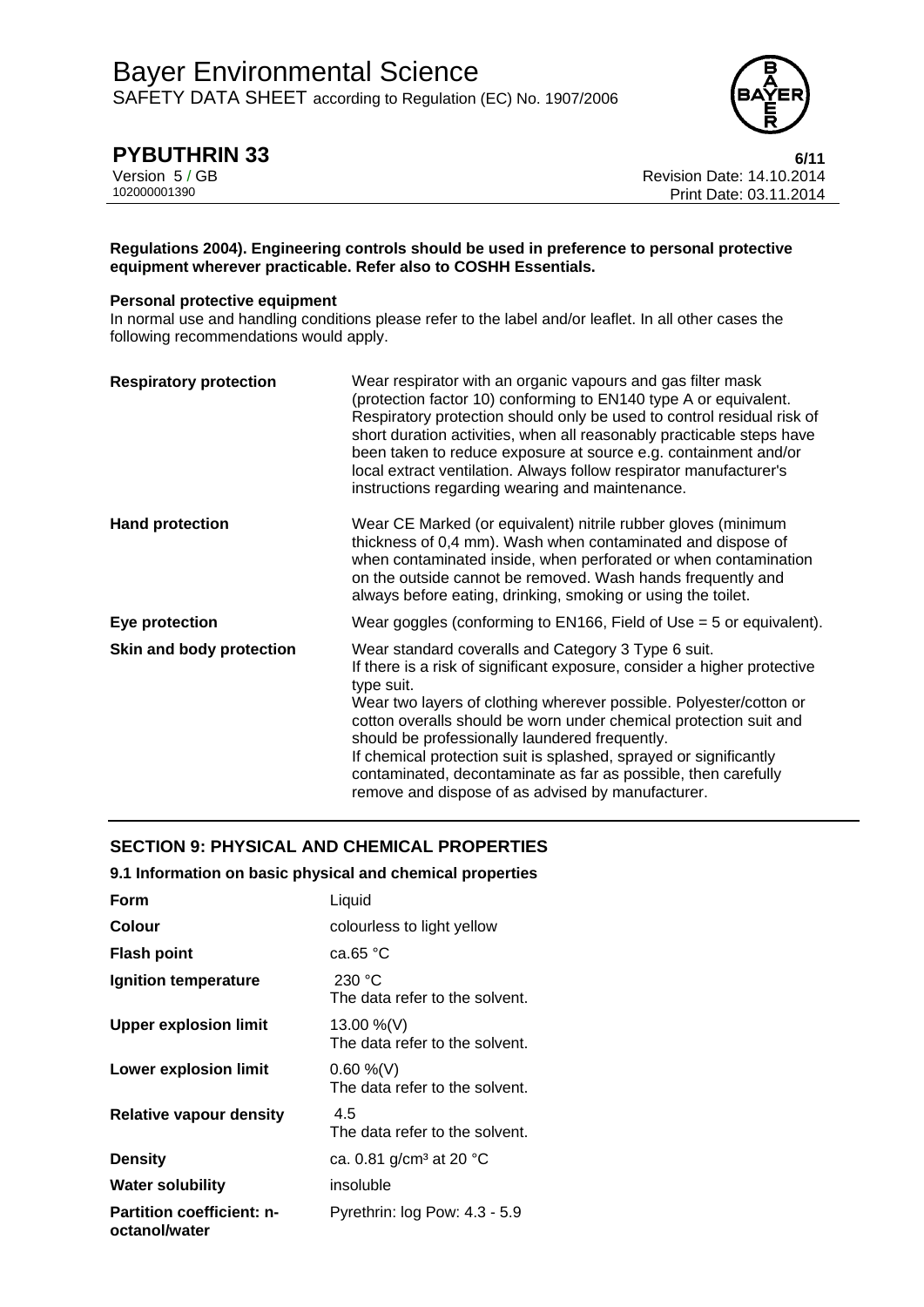**Regulations 2004). Engineering controls should be used in preference to personal protective equipment wherever practicable. Refer also to COSHH Essentials.**

**Personal protective equipment**

In normal use and handling conditions please refer to the label and/or leaflet. In all other cases the following recommendations would apply.

| | |
|---|---|
| **Respiratory protection** | Wear respirator with an organic vapours and gas filter mask (protection factor 10) conforming to EN140 type A or equivalent. Respiratory protection should only be used to control residual risk of short duration activities, when all reasonably practicable steps have been taken to reduce exposure at source e.g. containment and/or local extract ventilation. Always follow respirator manufacturer's instructions regarding wearing and maintenance. |
| **Hand protection** | Wear CE Marked (or equivalent) nitrile rubber gloves (minimum thickness of 0,4 mm). Wash when contaminated and dispose of when contaminated inside, when perforated or when contamination on the outside cannot be removed. Wash hands frequently and always before eating, drinking, smoking or using the toilet. |
| **Eye protection** | Wear goggles (conforming to EN166, Field of Use = 5 or equivalent). |
| **Skin and body protection** | Wear standard coveralls and Category 3 Type 6 suit. If there is a risk of significant exposure, consider a higher protective type suit. Wear two layers of clothing wherever possible. Polyester/cotton or cotton overalls should be worn under chemical protection suit and should be professionally laundered frequently. If chemical protection suit is splashed, sprayed or significantly contaminated, decontaminate as far as possible, then carefully remove and dispose of as advised by manufacturer. |

## SECTION 9: PHYSICAL AND CHEMICAL PROPERTIES

### 9.1 Information on basic physical and chemical properties

| | |
|---|---|
| **Form** | Liquid |
| **Colour** | colourless to light yellow |
| **Flash point** | ca.65 °C |
| **Ignition temperature** | 230 °C<br>The data refer to the solvent. |
| **Upper explosion limit** | 13.00 %(V)<br>The data refer to the solvent. |
| **Lower explosion limit** | 0.60 %(V)<br>The data refer to the solvent. |
| **Relative vapour density** | 4.5<br>The data refer to the solvent. |
| **Density** | ca. 0.81 g/cm³ at 20 °C |
| **Water solubility** | insoluble |
| **Partition coefficient: n-octanol/water** | Pyrethrin: log Pow: 4.3 - 5.9 |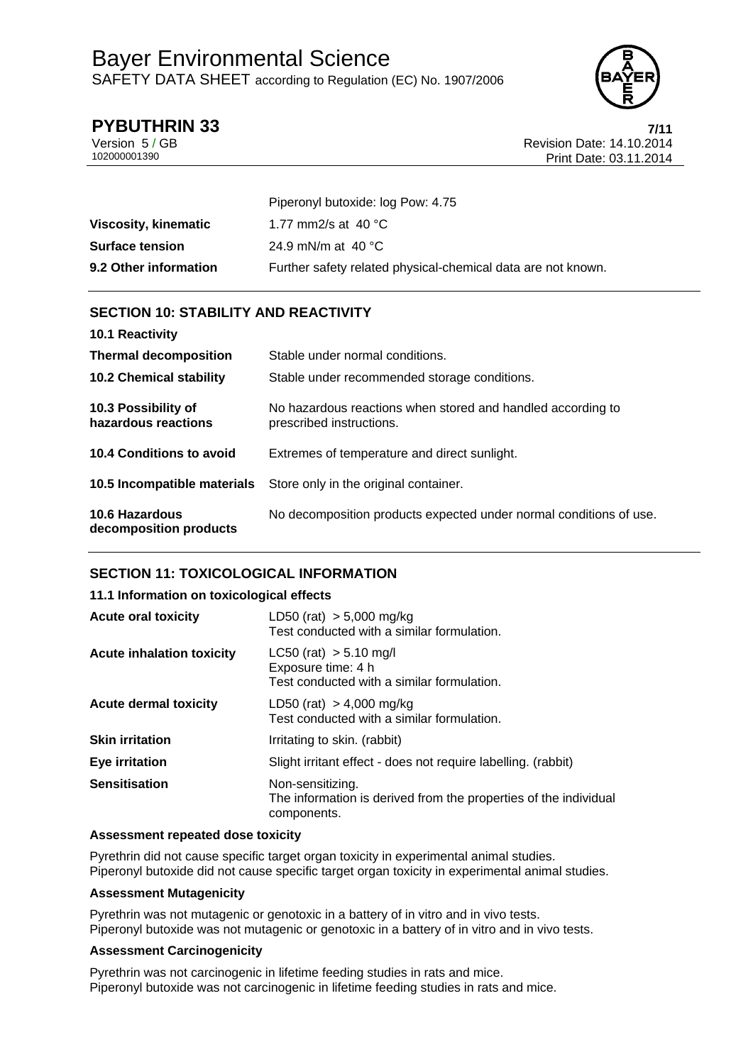| | |
|---|---|
| | Piperonyl butoxide: log Pow: 4.75 |
| **Viscosity, kinematic** | 1.77 mm2/s at 40 °C |
| **Surface tension** | 24.9 mN/m at 40 °C |
| **9.2 Other information** | Further safety related physical-chemical data are not known. |

## SECTION 10: STABILITY AND REACTIVITY

| | |
|---|---|
| **10.1 Reactivity** | |
| **Thermal decomposition** | Stable under normal conditions. |
| **10.2 Chemical stability** | Stable under recommended storage conditions. |
| **10.3 Possibility of hazardous reactions** | No hazardous reactions when stored and handled according to prescribed instructions. |
| **10.4 Conditions to avoid** | Extremes of temperature and direct sunlight. |
| **10.5 Incompatible materials** | Store only in the original container. |
| **10.6 Hazardous decomposition products** | No decomposition products expected under normal conditions of use. |

## SECTION 11: TOXICOLOGICAL INFORMATION

### 11.1 Information on toxicological effects

| | |
|---|---|
| **Acute oral toxicity** | LD50 (rat) > 5,000 mg/kg<br>Test conducted with a similar formulation. |
| **Acute inhalation toxicity** | LC50 (rat) > 5.10 mg/l<br>Exposure time: 4 h<br>Test conducted with a similar formulation. |
| **Acute dermal toxicity** | LD50 (rat) > 4,000 mg/kg<br>Test conducted with a similar formulation. |
| **Skin irritation** | Irritating to skin. (rabbit) |
| **Eye irritation** | Slight irritant effect - does not require labelling. (rabbit) |
| **Sensitisation** | Non-sensitizing.<br>The information is derived from the properties of the individual components. |

**Assessment repeated dose toxicity**

Pyrethrin did not cause specific target organ toxicity in experimental animal studies.
Piperonyl butoxide did not cause specific target organ toxicity in experimental animal studies.

**Assessment Mutagenicity**

Pyrethrin was not mutagenic or genotoxic in a battery of in vitro and in vivo tests.
Piperonyl butoxide was not mutagenic or genotoxic in a battery of in vitro and in vivo tests.

**Assessment Carcinogenicity**

Pyrethrin was not carcinogenic in lifetime feeding studies in rats and mice.
Piperonyl butoxide was not carcinogenic in lifetime feeding studies in rats and mice.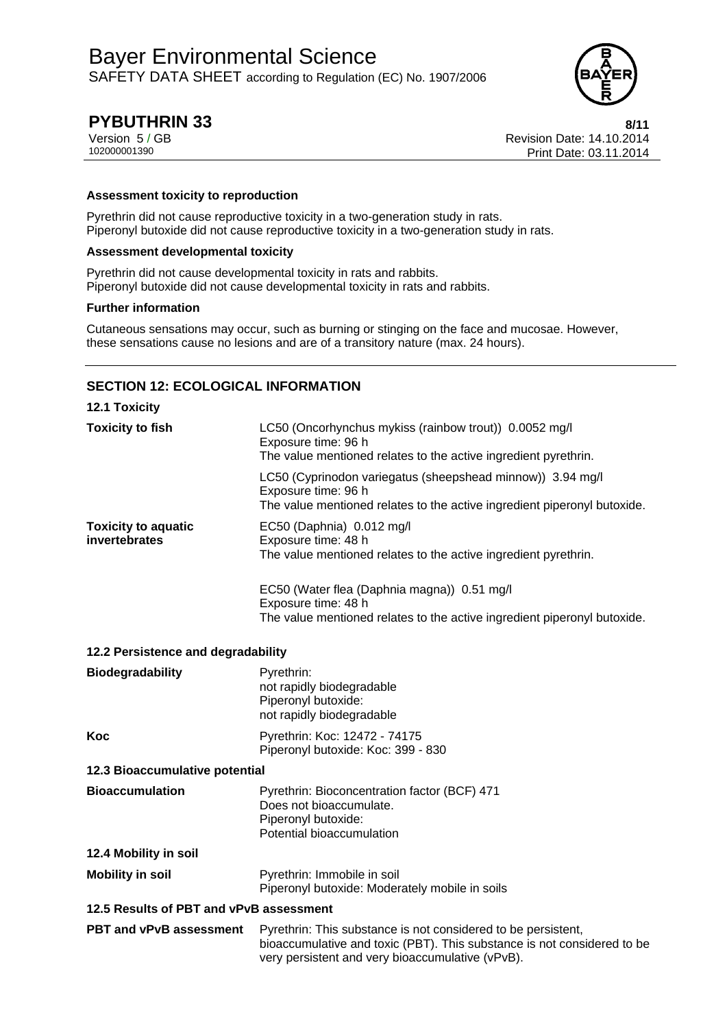**Assessment toxicity to reproduction**

Pyrethrin did not cause reproductive toxicity in a two-generation study in rats.
Piperonyl butoxide did not cause reproductive toxicity in a two-generation study in rats.

**Assessment developmental toxicity**

Pyrethrin did not cause developmental toxicity in rats and rabbits.
Piperonyl butoxide did not cause developmental toxicity in rats and rabbits.

**Further information**

Cutaneous sensations may occur, such as burning or stinging on the face and mucosae. However, these sensations cause no lesions and are of a transitory nature (max. 24 hours).

## SECTION 12: ECOLOGICAL INFORMATION

### 12.1 Toxicity

| | |
|---|---|
| **Toxicity to fish** | LC50 (Oncorhynchus mykiss (rainbow trout)) 0.0052 mg/l<br>Exposure time: 96 h<br>The value mentioned relates to the active ingredient pyrethrin. |
| | LC50 (Cyprinodon variegatus (sheepshead minnow)) 3.94 mg/l<br>Exposure time: 96 h<br>The value mentioned relates to the active ingredient piperonyl butoxide. |
| **Toxicity to aquatic invertebrates** | EC50 (Daphnia) 0.012 mg/l<br>Exposure time: 48 h<br>The value mentioned relates to the active ingredient pyrethrin. |
| | EC50 (Water flea (Daphnia magna)) 0.51 mg/l<br>Exposure time: 48 h<br>The value mentioned relates to the active ingredient piperonyl butoxide. |

### 12.2 Persistence and degradability

| | |
|---|---|
| **Biodegradability** | Pyrethrin:<br>not rapidly biodegradable<br>Piperonyl butoxide:<br>not rapidly biodegradable |
| **Koc** | Pyrethrin: Koc: 12472 - 74175<br>Piperonyl butoxide: Koc: 399 - 830 |

### 12.3 Bioaccumulative potential

| | |
|---|---|
| **Bioaccumulation** | Pyrethrin: Bioconcentration factor (BCF) 471<br>Does not bioaccumulate.<br>Piperonyl butoxide:<br>Potential bioaccumulation |

### 12.4 Mobility in soil

| | |
|---|---|
| **Mobility in soil** | Pyrethrin: Immobile in soil<br>Piperonyl butoxide: Moderately mobile in soils |

### 12.5 Results of PBT and vPvB assessment

| | |
|---|---|
| **PBT and vPvB assessment** | Pyrethrin: This substance is not considered to be persistent, bioaccumulative and toxic (PBT). This substance is not considered to be very persistent and very bioaccumulative (vPvB). |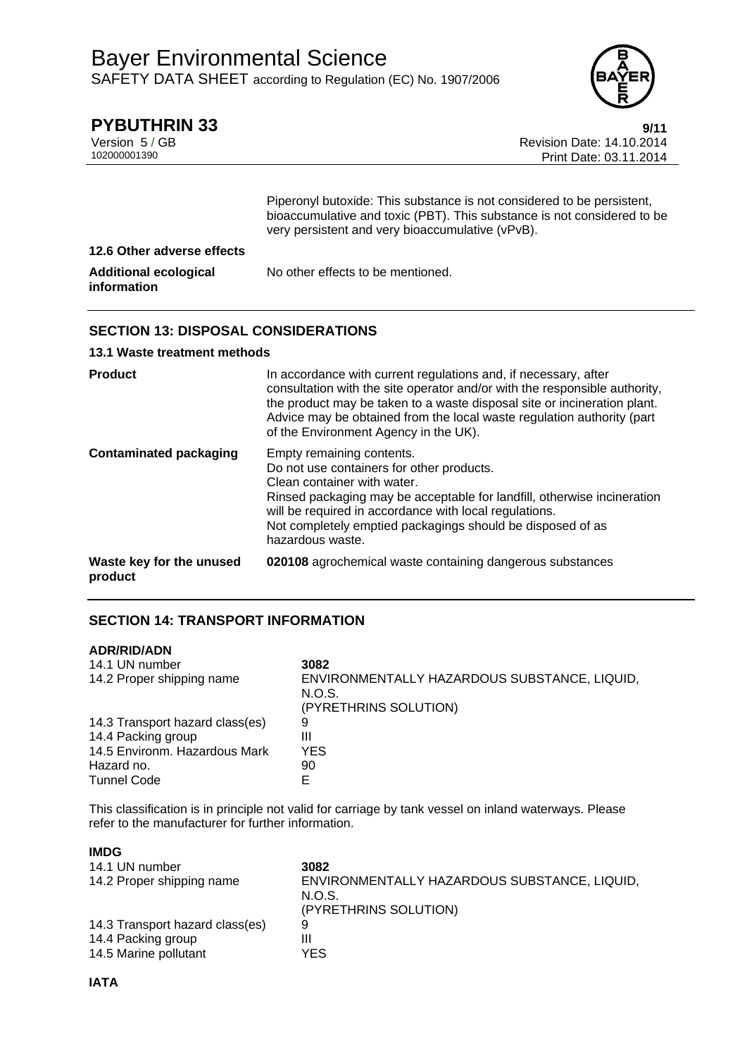Piperonyl butoxide: This substance is not considered to be persistent, bioaccumulative and toxic (PBT). This substance is not considered to be very persistent and very bioaccumulative (vPvB).

### 12.6 Other adverse effects

| | |
|---|---|
| **Additional ecological information** | No other effects to be mentioned. |

## SECTION 13: DISPOSAL CONSIDERATIONS

### 13.1 Waste treatment methods

| | |
|---|---|
| **Product** | In accordance with current regulations and, if necessary, after consultation with the site operator and/or with the responsible authority, the product may be taken to a waste disposal site or incineration plant. Advice may be obtained from the local waste regulation authority (part of the Environment Agency in the UK). |
| **Contaminated packaging** | Empty remaining contents.<br>Do not use containers for other products.<br>Clean container with water.<br>Rinsed packaging may be acceptable for landfill, otherwise incineration will be required in accordance with local regulations.<br>Not completely emptied packagings should be disposed of as hazardous waste. |
| **Waste key for the unused product** | **020108** agrochemical waste containing dangerous substances |

## SECTION 14: TRANSPORT INFORMATION

**ADR/RID/ADN**

| | |
|---|---|
| 14.1 UN number | **3082** |
| 14.2 Proper shipping name | ENVIRONMENTALLY HAZARDOUS SUBSTANCE, LIQUID, N.O.S.<br>(PYRETHRINS SOLUTION) |
| 14.3 Transport hazard class(es) | 9 |
| 14.4 Packing group | III |
| 14.5 Environm. Hazardous Mark | YES |
| Hazard no. | 90 |
| Tunnel Code | E |

This classification is in principle not valid for carriage by tank vessel on inland waterways. Please refer to the manufacturer for further information.

**IMDG**

| | |
|---|---|
| 14.1 UN number | **3082** |
| 14.2 Proper shipping name | ENVIRONMENTALLY HAZARDOUS SUBSTANCE, LIQUID, N.O.S.<br>(PYRETHRINS SOLUTION) |
| 14.3 Transport hazard class(es) | 9 |
| 14.4 Packing group | III |
| 14.5 Marine pollutant | YES |

**IATA**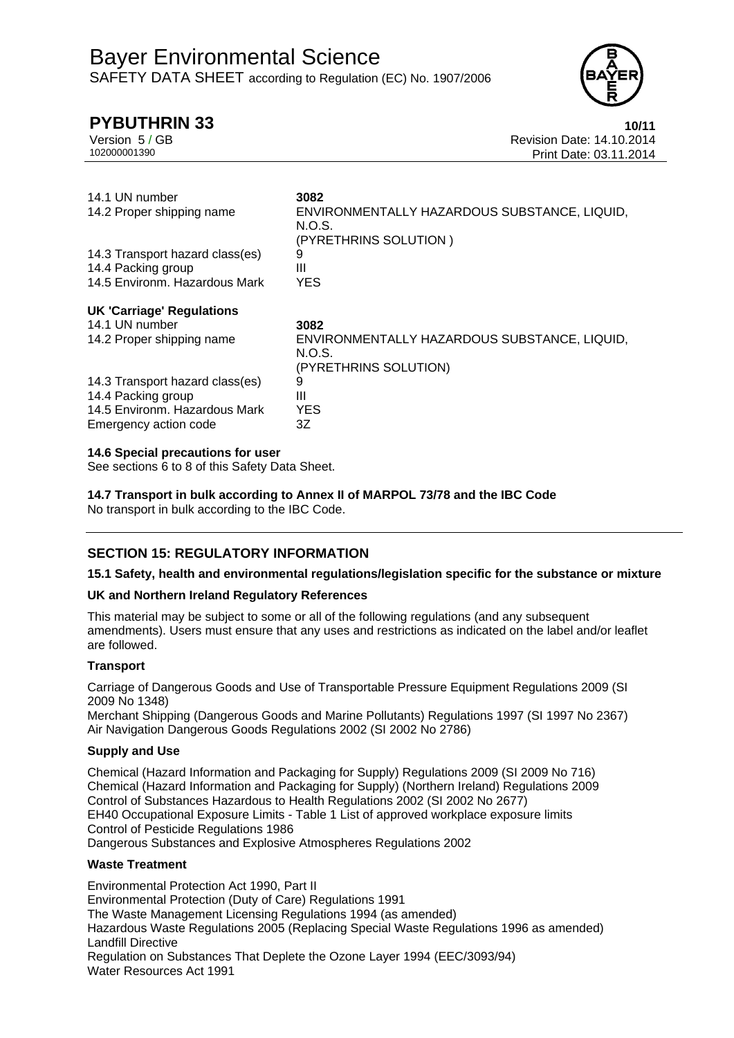| | |
|---|---|
| 14.1 UN number | **3082** |
| 14.2 Proper shipping name | ENVIRONMENTALLY HAZARDOUS SUBSTANCE, LIQUID, N.O.S. (PYRETHRINS SOLUTION ) |
| 14.3 Transport hazard class(es) | 9 |
| 14.4 Packing group | III |
| 14.5 Environm. Hazardous Mark | YES |

**UK 'Carriage' Regulations**

| | |
|---|---|
| 14.1 UN number | **3082** |
| 14.2 Proper shipping name | ENVIRONMENTALLY HAZARDOUS SUBSTANCE, LIQUID, N.O.S. (PYRETHRINS SOLUTION) |
| 14.3 Transport hazard class(es) | 9 |
| 14.4 Packing group | III |
| 14.5 Environm. Hazardous Mark | YES |
| Emergency action code | 3Z |

**14.6 Special precautions for user**

See sections 6 to 8 of this Safety Data Sheet.

**14.7 Transport in bulk according to Annex II of MARPOL 73/78 and the IBC Code**

No transport in bulk according to the IBC Code.

## SECTION 15: REGULATORY INFORMATION

**15.1 Safety, health and environmental regulations/legislation specific for the substance or mixture**

**UK and Northern Ireland Regulatory References**

This material may be subject to some or all of the following regulations (and any subsequent amendments). Users must ensure that any uses and restrictions as indicated on the label and/or leaflet are followed.

**Transport**

Carriage of Dangerous Goods and Use of Transportable Pressure Equipment Regulations 2009 (SI 2009 No 1348)
Merchant Shipping (Dangerous Goods and Marine Pollutants) Regulations 1997 (SI 1997 No 2367)
Air Navigation Dangerous Goods Regulations 2002 (SI 2002 No 2786)

**Supply and Use**

Chemical (Hazard Information and Packaging for Supply) Regulations 2009 (SI 2009 No 716)
Chemical (Hazard Information and Packaging for Supply) (Northern Ireland) Regulations 2009
Control of Substances Hazardous to Health Regulations 2002 (SI 2002 No 2677)
EH40 Occupational Exposure Limits - Table 1 List of approved workplace exposure limits
Control of Pesticide Regulations 1986
Dangerous Substances and Explosive Atmospheres Regulations 2002

**Waste Treatment**

Environmental Protection Act 1990, Part II
Environmental Protection (Duty of Care) Regulations 1991
The Waste Management Licensing Regulations 1994 (as amended)
Hazardous Waste Regulations 2005 (Replacing Special Waste Regulations 1996 as amended)
Landfill Directive
Regulation on Substances That Deplete the Ozone Layer 1994 (EEC/3093/94)
Water Resources Act 1991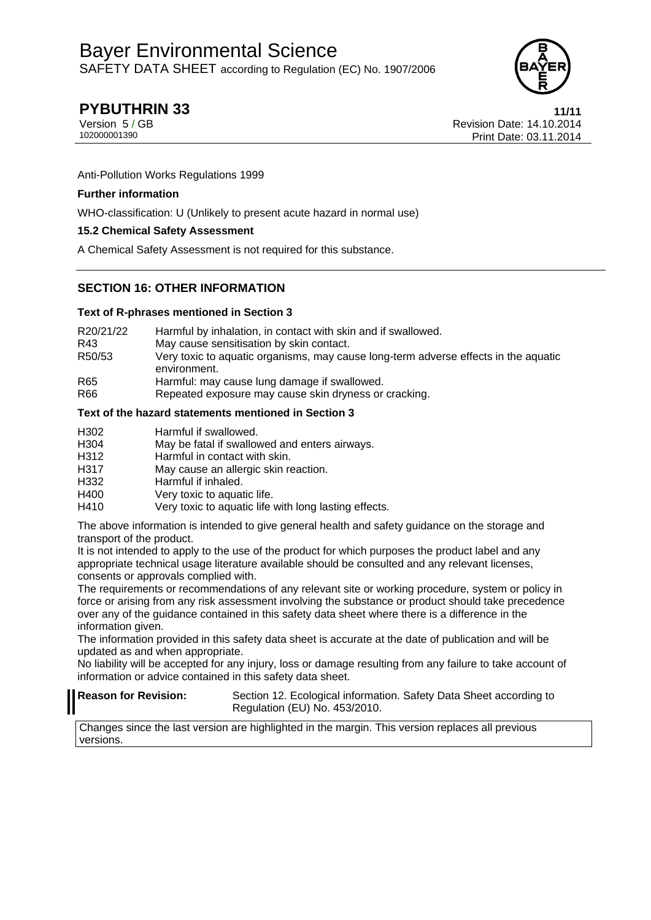Anti-Pollution Works Regulations 1999

**Further information**

WHO-classification: U (Unlikely to present acute hazard in normal use)

**15.2 Chemical Safety Assessment**

A Chemical Safety Assessment is not required for this substance.

## SECTION 16: OTHER INFORMATION

**Text of R-phrases mentioned in Section 3**

| | |
|---|---|
| R20/21/22 | Harmful by inhalation, in contact with skin and if swallowed. |
| R43 | May cause sensitisation by skin contact. |
| R50/53 | Very toxic to aquatic organisms, may cause long-term adverse effects in the aquatic environment. |
| R65 | Harmful: may cause lung damage if swallowed. |
| R66 | Repeated exposure may cause skin dryness or cracking. |

**Text of the hazard statements mentioned in Section 3**

| | |
|---|---|
| H302 | Harmful if swallowed. |
| H304 | May be fatal if swallowed and enters airways. |
| H312 | Harmful in contact with skin. |
| H317 | May cause an allergic skin reaction. |
| H332 | Harmful if inhaled. |
| H400 | Very toxic to aquatic life. |
| H410 | Very toxic to aquatic life with long lasting effects. |

The above information is intended to give general health and safety guidance on the storage and transport of the product.
It is not intended to apply to the use of the product for which purposes the product label and any appropriate technical usage literature available should be consulted and any relevant licenses, consents or approvals complied with.
The requirements or recommendations of any relevant site or working procedure, system or policy in force or arising from any risk assessment involving the substance or product should take precedence over any of the guidance contained in this safety data sheet where there is a difference in the information given.
The information provided in this safety data sheet is accurate at the date of publication and will be updated as and when appropriate.
No liability will be accepted for any injury, loss or damage resulting from any failure to take account of information or advice contained in this safety data sheet.

**Reason for Revision:** Section 12. Ecological information. Safety Data Sheet according to Regulation (EU) No. 453/2010.

Changes since the last version are highlighted in the margin. This version replaces all previous versions.